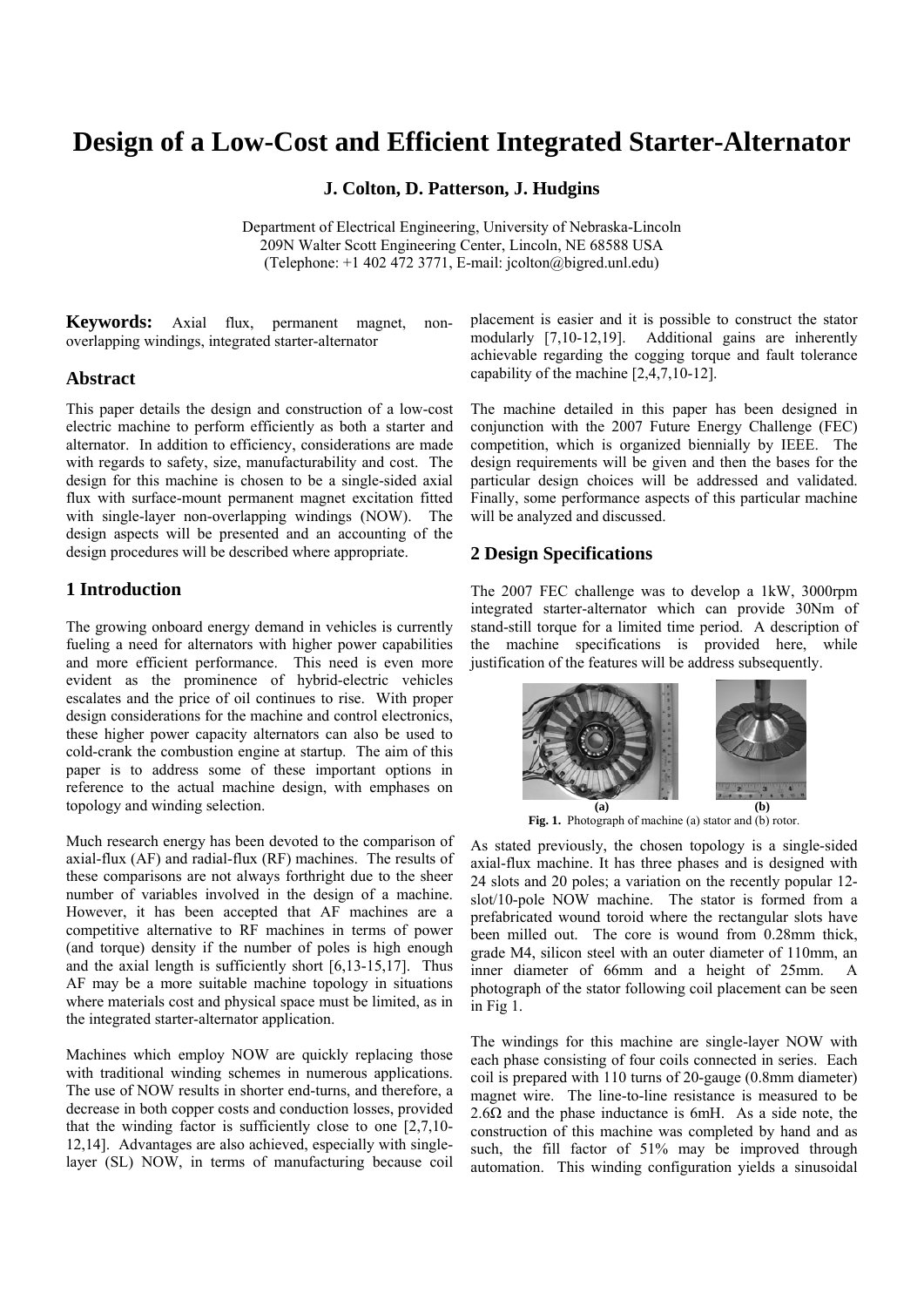# Design of a Low-Cost and Efficient Integrated Starter-Alternator

**J. Colton, D. Patterson, J. Hudgins**

Department of Electrical Engineering, University of Nebraska-Lincoln
209N Walter Scott Engineering Center, Lincoln, NE 68588 USA
(Telephone: +1 402 472 3771, E-mail: jcolton@bigred.unl.edu)

**Keywords:** Axial flux, permanent magnet, non-overlapping windings, integrated starter-alternator

## Abstract

This paper details the design and construction of a low-cost electric machine to perform efficiently as both a starter and alternator. In addition to efficiency, considerations are made with regards to safety, size, manufacturability and cost. The design for this machine is chosen to be a single-sided axial flux with surface-mount permanent magnet excitation fitted with single-layer non-overlapping windings (NOW). The design aspects will be presented and an accounting of the design procedures will be described where appropriate.

## 1 Introduction

The growing onboard energy demand in vehicles is currently fueling a need for alternators with higher power capabilities and more efficient performance. This need is even more evident as the prominence of hybrid-electric vehicles escalates and the price of oil continues to rise. With proper design considerations for the machine and control electronics, these higher power capacity alternators can also be used to cold-crank the combustion engine at startup. The aim of this paper is to address some of these important options in reference to the actual machine design, with emphases on topology and winding selection.

Much research energy has been devoted to the comparison of axial-flux (AF) and radial-flux (RF) machines. The results of these comparisons are not always forthright due to the sheer number of variables involved in the design of a machine. However, it has been accepted that AF machines are a competitive alternative to RF machines in terms of power (and torque) density if the number of poles is high enough and the axial length is sufficiently short [6,13-15,17]. Thus AF may be a more suitable machine topology in situations where materials cost and physical space must be limited, as in the integrated starter-alternator application.

Machines which employ NOW are quickly replacing those with traditional winding schemes in numerous applications. The use of NOW results in shorter end-turns, and therefore, a decrease in both copper costs and conduction losses, provided that the winding factor is sufficiently close to one [2,7,10-12,14]. Advantages are also achieved, especially with single-layer (SL) NOW, in terms of manufacturing because coil placement is easier and it is possible to construct the stator modularly [7,10-12,19]. Additional gains are inherently achievable regarding the cogging torque and fault tolerance capability of the machine [2,4,7,10-12].

The machine detailed in this paper has been designed in conjunction with the 2007 Future Energy Challenge (FEC) competition, which is organized biennially by IEEE. The design requirements will be given and then the bases for the particular design choices will be addressed and validated. Finally, some performance aspects of this particular machine will be analyzed and discussed.

## 2 Design Specifications

The 2007 FEC challenge was to develop a 1kW, 3000rpm integrated starter-alternator which can provide 30Nm of stand-still torque for a limited time period. A description of the machine specifications is provided here, while justification of the features will be address subsequently.

(a) (b)

**Fig. 1.** Photograph of machine (a) stator and (b) rotor.

As stated previously, the chosen topology is a single-sided axial-flux machine. It has three phases and is designed with 24 slots and 20 poles; a variation on the recently popular 12-slot/10-pole NOW machine. The stator is formed from a prefabricated wound toroid where the rectangular slots have been milled out. The core is wound from 0.28mm thick, grade M4, silicon steel with an outer diameter of 110mm, an inner diameter of 66mm and a height of 25mm. A photograph of the stator following coil placement can be seen in Fig 1.

The windings for this machine are single-layer NOW with each phase consisting of four coils connected in series. Each coil is prepared with 110 turns of 20-gauge (0.8mm diameter) magnet wire. The line-to-line resistance is measured to be 2.6Ω and the phase inductance is 6mH. As a side note, the construction of this machine was completed by hand and as such, the fill factor of 51% may be improved through automation. This winding configuration yields a sinusoidal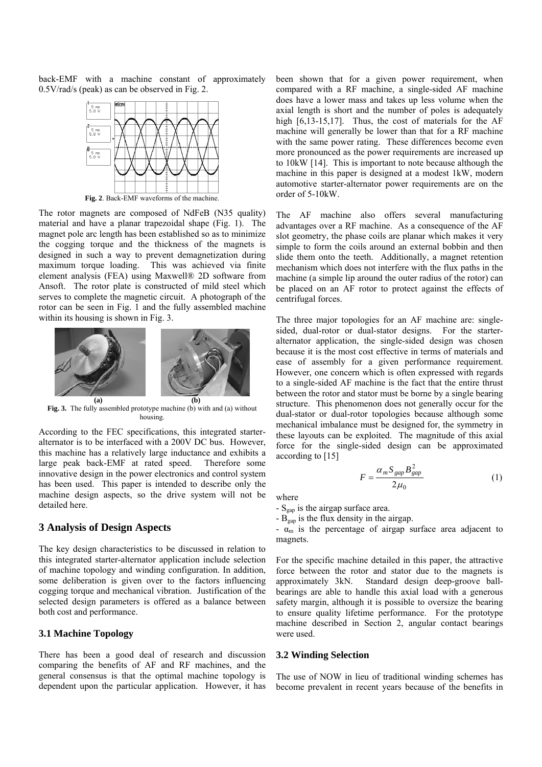back-EMF with a machine constant of approximately 0.5V/rad/s (peak) as can be observed in Fig. 2.

**Fig. 2**. Back-EMF waveforms of the machine.

The rotor magnets are composed of NdFeB (N35 quality) material and have a planar trapezoidal shape (Fig. 1). The magnet pole arc length has been established so as to minimize the cogging torque and the thickness of the magnets is designed in such a way to prevent demagnetization during maximum torque loading. This was achieved via finite element analysis (FEA) using Maxwell® 2D software from Ansoft. The rotor plate is constructed of mild steel which serves to complete the magnetic circuit. A photograph of the rotor can be seen in Fig. 1 and the fully assembled machine within its housing is shown in Fig. 3.

**Fig. 3.** The fully assembled prototype machine (b) with and (a) without housing.

According to the FEC specifications, this integrated starter-alternator is to be interfaced with a 200V DC bus. However, this machine has a relatively large inductance and exhibits a large peak back-EMF at rated speed. Therefore some innovative design in the power electronics and control system has been used. This paper is intended to describe only the machine design aspects, so the drive system will not be detailed here.

## 3 Analysis of Design Aspects

The key design characteristics to be discussed in relation to this integrated starter-alternator application include selection of machine topology and winding configuration. In addition, some deliberation is given over to the factors influencing cogging torque and mechanical vibration. Justification of the selected design parameters is offered as a balance between both cost and performance.

### 3.1 Machine Topology

There has been a good deal of research and discussion comparing the benefits of AF and RF machines, and the general consensus is that the optimal machine topology is dependent upon the particular application. However, it has been shown that for a given power requirement, when compared with a RF machine, a single-sided AF machine does have a lower mass and takes up less volume when the axial length is short and the number of poles is adequately high [6,13-15,17]. Thus, the cost of materials for the AF machine will generally be lower than that for a RF machine with the same power rating. These differences become even more pronounced as the power requirements are increased up to 10kW [14]. This is important to note because although the machine in this paper is designed at a modest 1kW, modern automotive starter-alternator power requirements are on the order of 5-10kW.

The AF machine also offers several manufacturing advantages over a RF machine. As a consequence of the AF slot geometry, the phase coils are planar which makes it very simple to form the coils around an external bobbin and then slide them onto the teeth. Additionally, a magnet retention mechanism which does not interfere with the flux paths in the machine (a simple lip around the outer radius of the rotor) can be placed on an AF rotor to protect against the effects of centrifugal forces.

The three major topologies for an AF machine are: single-sided, dual-rotor or dual-stator designs. For the starter-alternator application, the single-sided design was chosen because it is the most cost effective in terms of materials and ease of assembly for a given performance requirement. However, one concern which is often expressed with regards to a single-sided AF machine is the fact that the entire thrust between the rotor and stator must be borne by a single bearing structure. This phenomenon does not generally occur for the dual-stator or dual-rotor topologies because although some mechanical imbalance must be designed for, the symmetry in these layouts can be exploited. The magnitude of this axial force for the single-sided design can be approximated according to [15]

$$F = \frac{\alpha_m S_{gap} B_{gap}^2}{2\mu_0} \tag{1}$$

where

- $S_{gap}$ is the airgap surface area.
- $B_{gap}$ is the flux density in the airgap.
- $\alpha_m$ is the percentage of airgap surface area adjacent to magnets.

For the specific machine detailed in this paper, the attractive force between the rotor and stator due to the magnets is approximately 3kN. Standard design deep-groove ball-bearings are able to handle this axial load with a generous safety margin, although it is possible to oversize the bearing to ensure quality lifetime performance. For the prototype machine described in Section 2, angular contact bearings were used.

### 3.2 Winding Selection

The use of NOW in lieu of traditional winding schemes has become prevalent in recent years because of the benefits in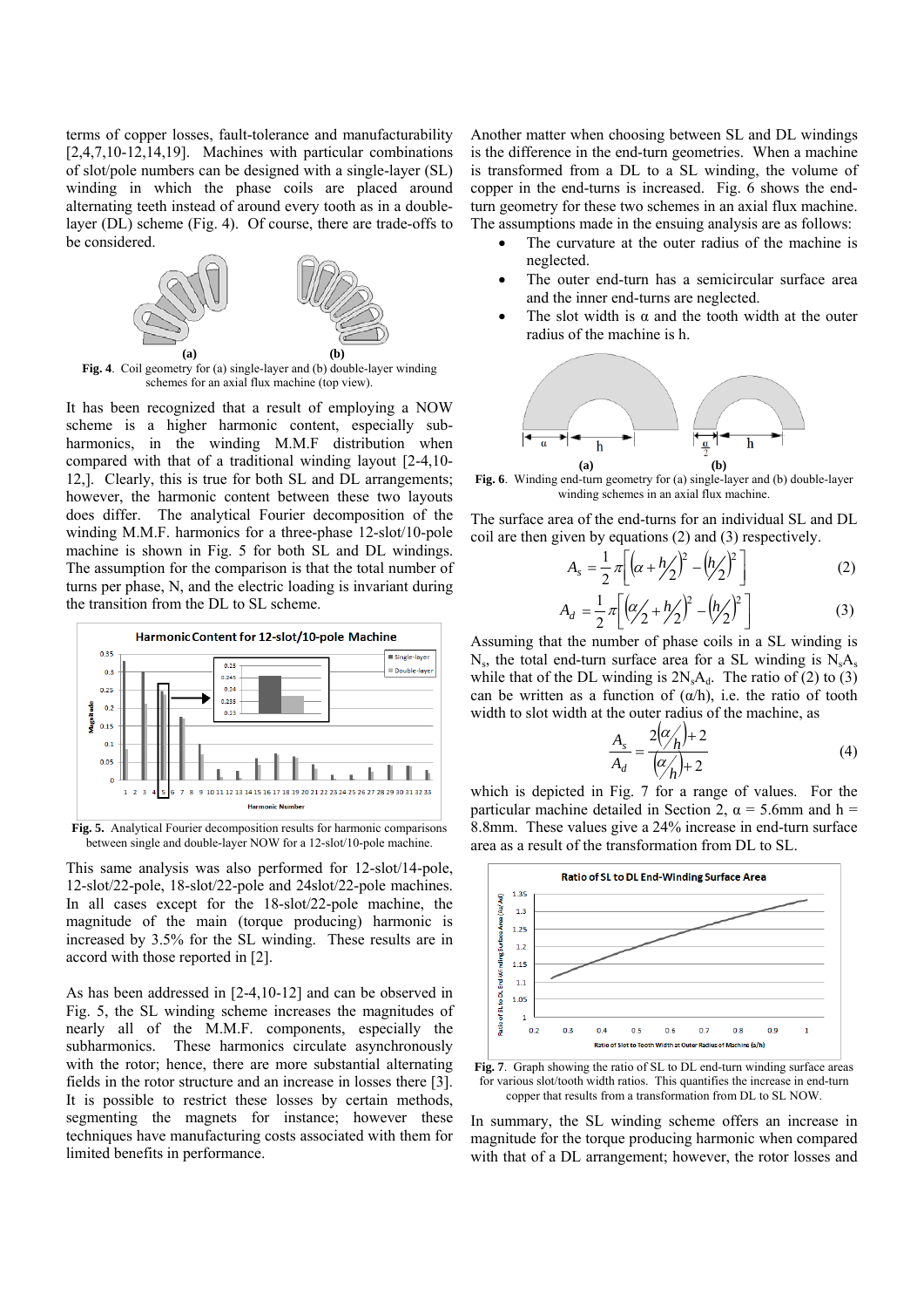terms of copper losses, fault-tolerance and manufacturability [2,4,7,10-12,14,19]. Machines with particular combinations of slot/pole numbers can be designed with a single-layer (SL) winding in which the phase coils are placed around alternating teeth instead of around every tooth as in a double-layer (DL) scheme (Fig. 4). Of course, there are trade-offs to be considered.

**Fig. 4**. Coil geometry for (a) single-layer and (b) double-layer winding schemes for an axial flux machine (top view).

It has been recognized that a result of employing a NOW scheme is a higher harmonic content, especially sub-harmonics, in the winding M.M.F distribution when compared with that of a traditional winding layout [2-4,10-12,]. Clearly, this is true for both SL and DL arrangements; however, the harmonic content between these two layouts does differ. The analytical Fourier decomposition of the winding M.M.F. harmonics for a three-phase 12-slot/10-pole machine is shown in Fig. 5 for both SL and DL windings. The assumption for the comparison is that the total number of turns per phase, N, and the electric loading is invariant during the transition from the DL to SL scheme.

**Fig. 5.** Analytical Fourier decomposition results for harmonic comparisons between single and double-layer NOW for a 12-slot/10-pole machine.

This same analysis was also performed for 12-slot/14-pole, 12-slot/22-pole, 18-slot/22-pole and 24slot/22-pole machines. In all cases except for the 18-slot/22-pole machine, the magnitude of the main (torque producing) harmonic is increased by 3.5% for the SL winding. These results are in accord with those reported in [2].

As has been addressed in [2-4,10-12] and can be observed in Fig. 5, the SL winding scheme increases the magnitudes of nearly all of the M.M.F. components, especially the subharmonics. These harmonics circulate asynchronously with the rotor; hence, there are more substantial alternating fields in the rotor structure and an increase in losses there [3]. It is possible to restrict these losses by certain methods, segmenting the magnets for instance; however these techniques have manufacturing costs associated with them for limited benefits in performance.

Another matter when choosing between SL and DL windings is the difference in the end-turn geometries. When a machine is transformed from a DL to a SL winding, the volume of copper in the end-turns is increased. Fig. 6 shows the end-turn geometry for these two schemes in an axial flux machine. The assumptions made in the ensuing analysis are as follows:

- The curvature at the outer radius of the machine is neglected.
- The outer end-turn has a semicircular surface area and the inner end-turns are neglected.
- The slot width is α and the tooth width at the outer radius of the machine is h.

**Fig. 6**. Winding end-turn geometry for (a) single-layer and (b) double-layer winding schemes in an axial flux machine.

The surface area of the end-turns for an individual SL and DL coil are then given by equations (2) and (3) respectively.

$$A_s = \frac{1}{2}\pi\left[\left(\alpha + \frac{h}{2}\right)^2 - \left(\frac{h}{2}\right)^2\right] \tag{2}$$

$$A_d = \frac{1}{2}\pi\left[\left(\frac{\alpha}{2} + \frac{h}{2}\right)^2 - \left(\frac{h}{2}\right)^2\right] \tag{3}$$

Assuming that the number of phase coils in a SL winding is $N_s$, the total end-turn surface area for a SL winding is $N_sA_s$ while that of the DL winding is $2N_sA_d$. The ratio of (2) to (3) can be written as a function of ($\alpha$/h), i.e. the ratio of tooth width to slot width at the outer radius of the machine, as

$$\frac{A_s}{A_d} = \frac{2\left(\frac{\alpha}{h}\right) + 2}{\left(\frac{\alpha}{h}\right) + 2} \tag{4}$$

which is depicted in Fig. 7 for a range of values. For the particular machine detailed in Section 2, α = 5.6mm and h = 8.8mm. These values give a 24% increase in end-turn surface area as a result of the transformation from DL to SL.

**Fig. 7**. Graph showing the ratio of SL to DL end-turn winding surface areas for various slot/tooth width ratios. This quantifies the increase in end-turn copper that results from a transformation from DL to SL NOW.

In summary, the SL winding scheme offers an increase in magnitude for the torque producing harmonic when compared with that of a DL arrangement; however, the rotor losses and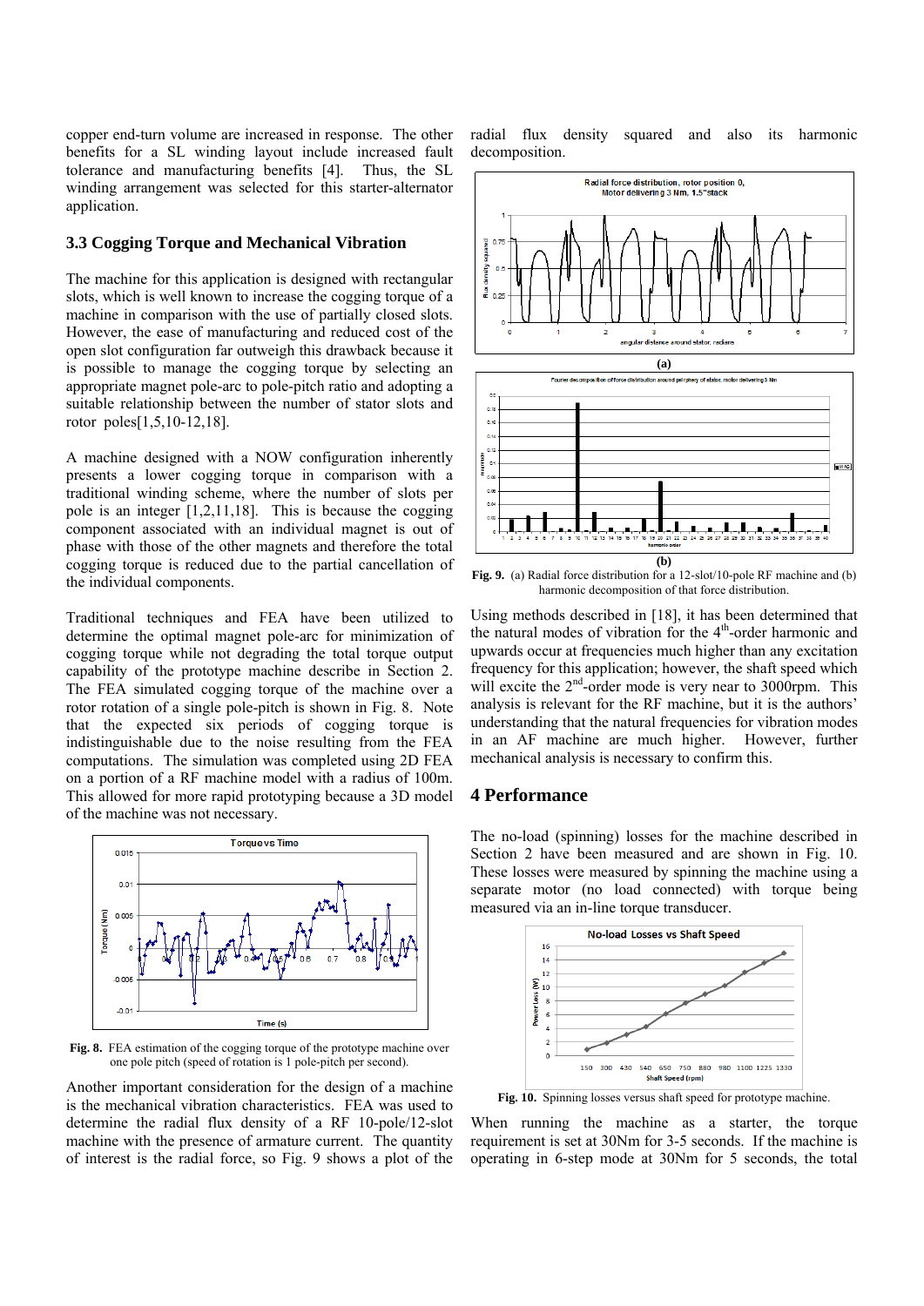copper end-turn volume are increased in response. The other benefits for a SL winding layout include increased fault tolerance and manufacturing benefits [4]. Thus, the SL winding arrangement was selected for this starter-alternator application.

### 3.3 Cogging Torque and Mechanical Vibration

The machine for this application is designed with rectangular slots, which is well known to increase the cogging torque of a machine in comparison with the use of partially closed slots. However, the ease of manufacturing and reduced cost of the open slot configuration far outweigh this drawback because it is possible to manage the cogging torque by selecting an appropriate magnet pole-arc to pole-pitch ratio and adopting a suitable relationship between the number of stator slots and rotor poles[1,5,10-12,18].

A machine designed with a NOW configuration inherently presents a lower cogging torque in comparison with a traditional winding scheme, where the number of slots per pole is an integer [1,2,11,18]. This is because the cogging component associated with an individual magnet is out of phase with those of the other magnets and therefore the total cogging torque is reduced due to the partial cancellation of the individual components.

Traditional techniques and FEA have been utilized to determine the optimal magnet pole-arc for minimization of cogging torque while not degrading the total torque output capability of the prototype machine describe in Section 2. The FEA simulated cogging torque of the machine over a rotor rotation of a single pole-pitch is shown in Fig. 8. Note that the expected six periods of cogging torque is indistinguishable due to the noise resulting from the FEA computations. The simulation was completed using 2D FEA on a portion of a RF machine model with a radius of 100m. This allowed for more rapid prototyping because a 3D model of the machine was not necessary.

**Fig. 8.** FEA estimation of the cogging torque of the prototype machine over one pole pitch (speed of rotation is 1 pole-pitch per second).

Another important consideration for the design of a machine is the mechanical vibration characteristics. FEA was used to determine the radial flux density of a RF 10-pole/12-slot machine with the presence of armature current. The quantity of interest is the radial force, so Fig. 9 shows a plot of the radial flux density squared and also its harmonic decomposition.

**Fig. 9.** (a) Radial force distribution for a 12-slot/10-pole RF machine and (b) harmonic decomposition of that force distribution.

Using methods described in [18], it has been determined that the natural modes of vibration for the $4^{th}$-order harmonic and upwards occur at frequencies much higher than any excitation frequency for this application; however, the shaft speed which will excite the $2^{nd}$-order mode is very near to 3000rpm. This analysis is relevant for the RF machine, but it is the authors' understanding that the natural frequencies for vibration modes in an AF machine are much higher. However, further mechanical analysis is necessary to confirm this.

## 4 Performance

The no-load (spinning) losses for the machine described in Section 2 have been measured and are shown in Fig. 10. These losses were measured by spinning the machine using a separate motor (no load connected) with torque being measured via an in-line torque transducer.

**Fig. 10.** Spinning losses versus shaft speed for prototype machine.

When running the machine as a starter, the torque requirement is set at 30Nm for 3-5 seconds. If the machine is operating in 6-step mode at 30Nm for 5 seconds, the total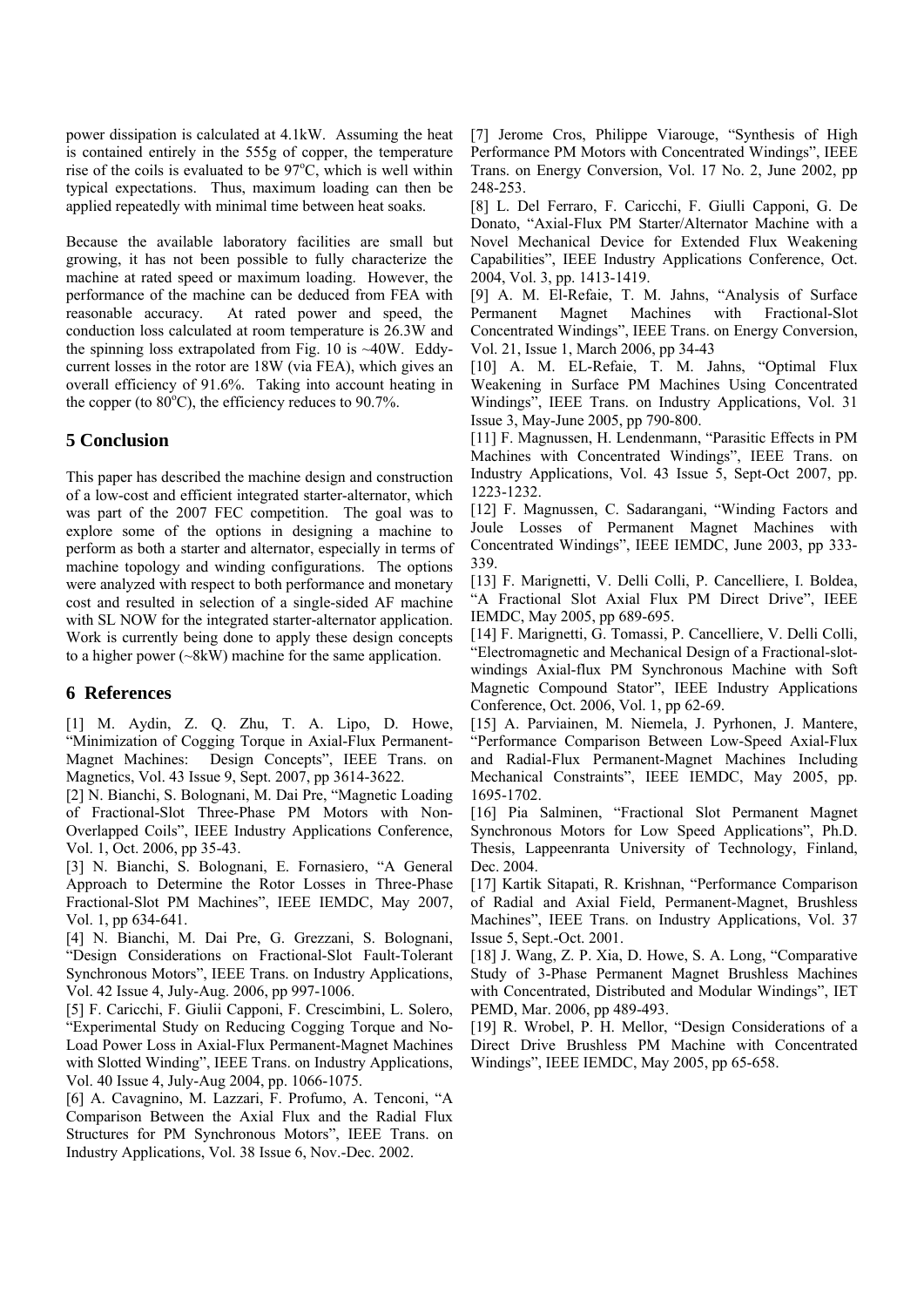power dissipation is calculated at 4.1kW. Assuming the heat is contained entirely in the 555g of copper, the temperature rise of the coils is evaluated to be 97°C, which is well within typical expectations. Thus, maximum loading can then be applied repeatedly with minimal time between heat soaks.

Because the available laboratory facilities are small but growing, it has not been possible to fully characterize the machine at rated speed or maximum loading. However, the performance of the machine can be deduced from FEA with reasonable accuracy. At rated power and speed, the conduction loss calculated at room temperature is 26.3W and the spinning loss extrapolated from Fig. 10 is ~40W. Eddy-current losses in the rotor are 18W (via FEA), which gives an overall efficiency of 91.6%. Taking into account heating in the copper (to 80°C), the efficiency reduces to 90.7%.

## 5 Conclusion

This paper has described the machine design and construction of a low-cost and efficient integrated starter-alternator, which was part of the 2007 FEC competition. The goal was to explore some of the options in designing a machine to perform as both a starter and alternator, especially in terms of machine topology and winding configurations. The options were analyzed with respect to both performance and monetary cost and resulted in selection of a single-sided AF machine with SL NOW for the integrated starter-alternator application. Work is currently being done to apply these design concepts to a higher power (~8kW) machine for the same application.

## 6 References

[1] M. Aydin, Z. Q. Zhu, T. A. Lipo, D. Howe, "Minimization of Cogging Torque in Axial-Flux Permanent-Magnet Machines: Design Concepts", IEEE Trans. on Magnetics, Vol. 43 Issue 9, Sept. 2007, pp 3614-3622.

[2] N. Bianchi, S. Bolognani, M. Dai Pre, "Magnetic Loading of Fractional-Slot Three-Phase PM Motors with Non-Overlapped Coils", IEEE Industry Applications Conference, Vol. 1, Oct. 2006, pp 35-43.

[3] N. Bianchi, S. Bolognani, E. Fornasiero, "A General Approach to Determine the Rotor Losses in Three-Phase Fractional-Slot PM Machines", IEEE IEMDC, May 2007, Vol. 1, pp 634-641.

[4] N. Bianchi, M. Dai Pre, G. Grezzani, S. Bolognani, "Design Considerations on Fractional-Slot Fault-Tolerant Synchronous Motors", IEEE Trans. on Industry Applications, Vol. 42 Issue 4, July-Aug. 2006, pp 997-1006.

[5] F. Caricchi, F. Giulii Capponi, F. Crescimbini, L. Solero, "Experimental Study on Reducing Cogging Torque and No-Load Power Loss in Axial-Flux Permanent-Magnet Machines with Slotted Winding", IEEE Trans. on Industry Applications, Vol. 40 Issue 4, July-Aug 2004, pp. 1066-1075.

[6] A. Cavagnino, M. Lazzari, F. Profumo, A. Tenconi, "A Comparison Between the Axial Flux and the Radial Flux Structures for PM Synchronous Motors", IEEE Trans. on Industry Applications, Vol. 38 Issue 6, Nov.-Dec. 2002.

[7] Jerome Cros, Philippe Viarouge, "Synthesis of High Performance PM Motors with Concentrated Windings", IEEE Trans. on Energy Conversion, Vol. 17 No. 2, June 2002, pp 248-253.

[8] L. Del Ferraro, F. Caricchi, F. Giulli Capponi, G. De Donato, "Axial-Flux PM Starter/Alternator Machine with a Novel Mechanical Device for Extended Flux Weakening Capabilities", IEEE Industry Applications Conference, Oct. 2004, Vol. 3, pp. 1413-1419.

[9] A. M. El-Refaie, T. M. Jahns, "Analysis of Surface Permanent Magnet Machines with Fractional-Slot Concentrated Windings", IEEE Trans. on Energy Conversion, Vol. 21, Issue 1, March 2006, pp 34-43

[10] A. M. EL-Refaie, T. M. Jahns, "Optimal Flux Weakening in Surface PM Machines Using Concentrated Windings", IEEE Trans. on Industry Applications, Vol. 31 Issue 3, May-June 2005, pp 790-800.

[11] F. Magnussen, H. Lendenmann, "Parasitic Effects in PM Machines with Concentrated Windings", IEEE Trans. on Industry Applications, Vol. 43 Issue 5, Sept-Oct 2007, pp. 1223-1232.

[12] F. Magnussen, C. Sadarangani, "Winding Factors and Joule Losses of Permanent Magnet Machines with Concentrated Windings", IEEE IEMDC, June 2003, pp 333-339.

[13] F. Marignetti, V. Delli Colli, P. Cancelliere, I. Boldea, "A Fractional Slot Axial Flux PM Direct Drive", IEEE IEMDC, May 2005, pp 689-695.

[14] F. Marignetti, G. Tomassi, P. Cancelliere, V. Delli Colli, "Electromagnetic and Mechanical Design of a Fractional-slot-windings Axial-flux PM Synchronous Machine with Soft Magnetic Compound Stator", IEEE Industry Applications Conference, Oct. 2006, Vol. 1, pp 62-69.

[15] A. Parviainen, M. Niemela, J. Pyrhonen, J. Mantere, "Performance Comparison Between Low-Speed Axial-Flux and Radial-Flux Permanent-Magnet Machines Including Mechanical Constraints", IEEE IEMDC, May 2005, pp. 1695-1702.

[16] Pia Salminen, "Fractional Slot Permanent Magnet Synchronous Motors for Low Speed Applications", Ph.D. Thesis, Lappeenranta University of Technology, Finland, Dec. 2004.

[17] Kartik Sitapati, R. Krishnan, "Performance Comparison of Radial and Axial Field, Permanent-Magnet, Brushless Machines", IEEE Trans. on Industry Applications, Vol. 37 Issue 5, Sept.-Oct. 2001.

[18] J. Wang, Z. P. Xia, D. Howe, S. A. Long, "Comparative Study of 3-Phase Permanent Magnet Brushless Machines with Concentrated, Distributed and Modular Windings", IET PEMD, Mar. 2006, pp 489-493.

[19] R. Wrobel, P. H. Mellor, "Design Considerations of a Direct Drive Brushless PM Machine with Concentrated Windings", IEEE IEMDC, May 2005, pp 65-658.